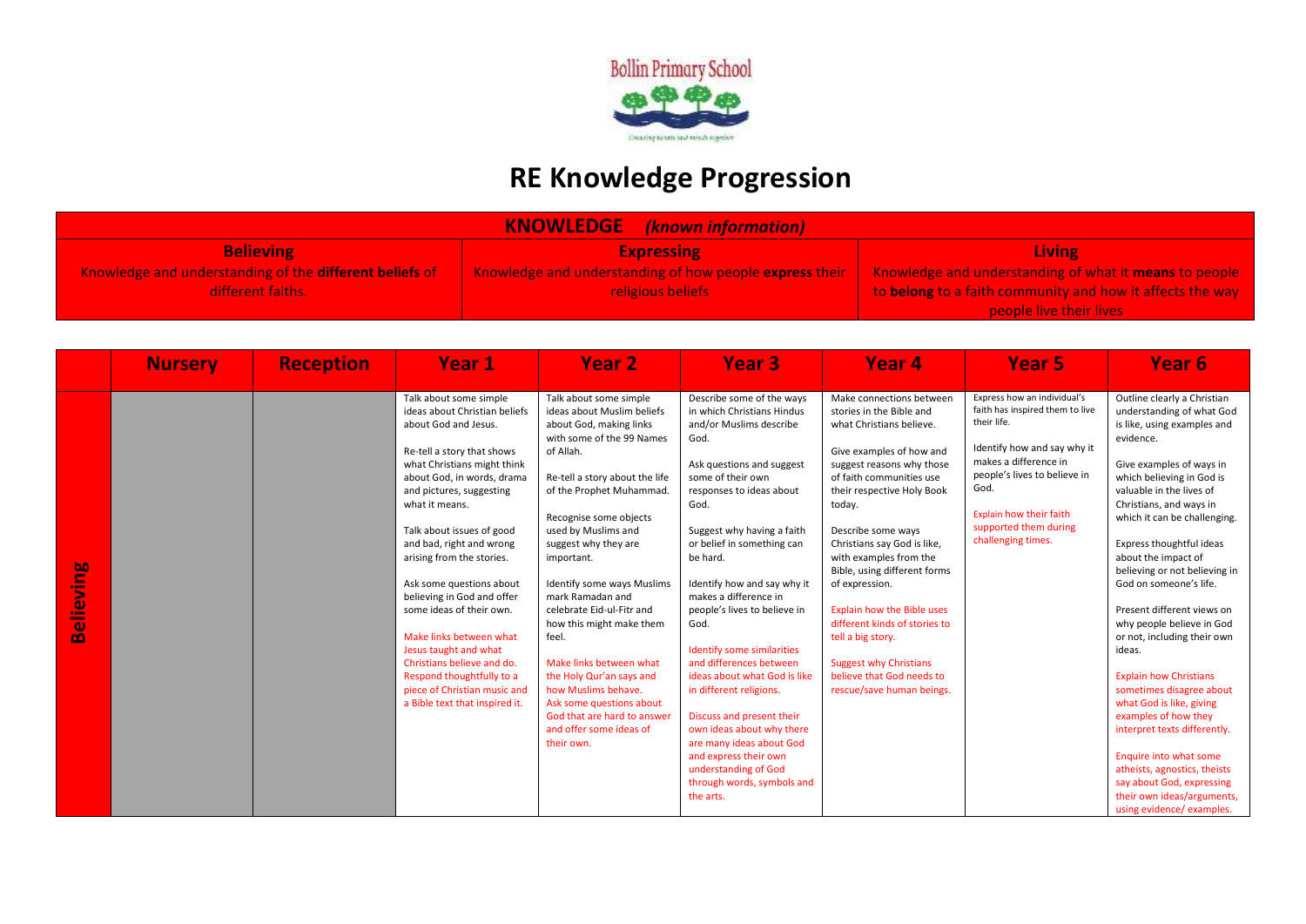Bollin Primary School

# RE Knowledge Progression

| KNOWLEDGE *(known information)* | | |
|---|---|---|
| **Believing**<br>Knowledge and understanding of the **different beliefs** of different faiths. | **Expressing**<br>Knowledge and understanding of how people **express** their religious beliefs | **Living**<br>Knowledge and understanding of what it **means** to people to **belong** to a faith community and how it affects the way people live their lives |

| | Nursery | Reception | Year 1 | Year 2 | Year 3 | Year 4 | Year 5 | Year 6 |
|---|---|---|---|---|---|---|---|---|
| **Believing** | | | Talk about some simple ideas about Christian beliefs about God and Jesus.<br><br>Re-tell a story that shows what Christians might think about God, in words, drama and pictures, suggesting what it means.<br><br>Talk about issues of good and bad, right and wrong arising from the stories.<br><br>Ask some questions about believing in God and offer some ideas of their own.<br><br>Make links between what Jesus taught and what Christians believe and do. Respond thoughtfully to a piece of Christian music and a Bible text that inspired it. | Talk about some simple ideas about Muslim beliefs about God, making links with some of the 99 Names of Allah.<br><br>Re-tell a story about the life of the Prophet Muhammad.<br><br>Recognise some objects used by Muslims and suggest why they are important.<br><br>Identify some ways Muslims mark Ramadan and celebrate Eid-ul-Fitr and how this might make them feel.<br><br>Make links between what the Holy Qur'an says and how Muslims behave.<br>Ask some questions about God that are hard to answer and offer some ideas of their own. | Describe some of the ways in which Christians Hindus and/or Muslims describe God.<br><br>Ask questions and suggest some of their own responses to ideas about God.<br><br>Suggest why having a faith or belief in something can be hard.<br><br>Identify how and say why it makes a difference in people's lives to believe in God.<br><br>Identify some similarities and differences between ideas about what God is like in different religions.<br><br>Discuss and present their own ideas about why there are many ideas about God and express their own understanding of God through words, symbols and the arts. | Make connections between stories in the Bible and what Christians believe.<br><br>Give examples of how and suggest reasons why those of faith communities use their respective Holy Book today.<br><br>Describe some ways Christians say God is like, with examples from the Bible, using different forms of expression.<br><br>Explain how the Bible uses different kinds of stories to tell a big story.<br><br>Suggest why Christians believe that God needs to rescue/save human beings. | Express how an individual's faith has inspired them to live their life.<br><br>Identify how and say why it makes a difference in people's lives to believe in God.<br><br>Explain how their faith supported them during challenging times. | Outline clearly a Christian understanding of what God is like, using examples and evidence.<br><br>Give examples of ways in which believing in God is valuable in the lives of Christians, and ways in which it can be challenging.<br><br>Express thoughtful ideas about the impact of believing or not believing in God on someone's life.<br><br>Present different views on why people believe in God or not, including their own ideas.<br><br>Explain how Christians sometimes disagree about what God is like, giving examples of how they interpret texts differently.<br><br>Enquire into what some atheists, agnostics, theists say about God, expressing their own ideas/arguments, using evidence/ examples. |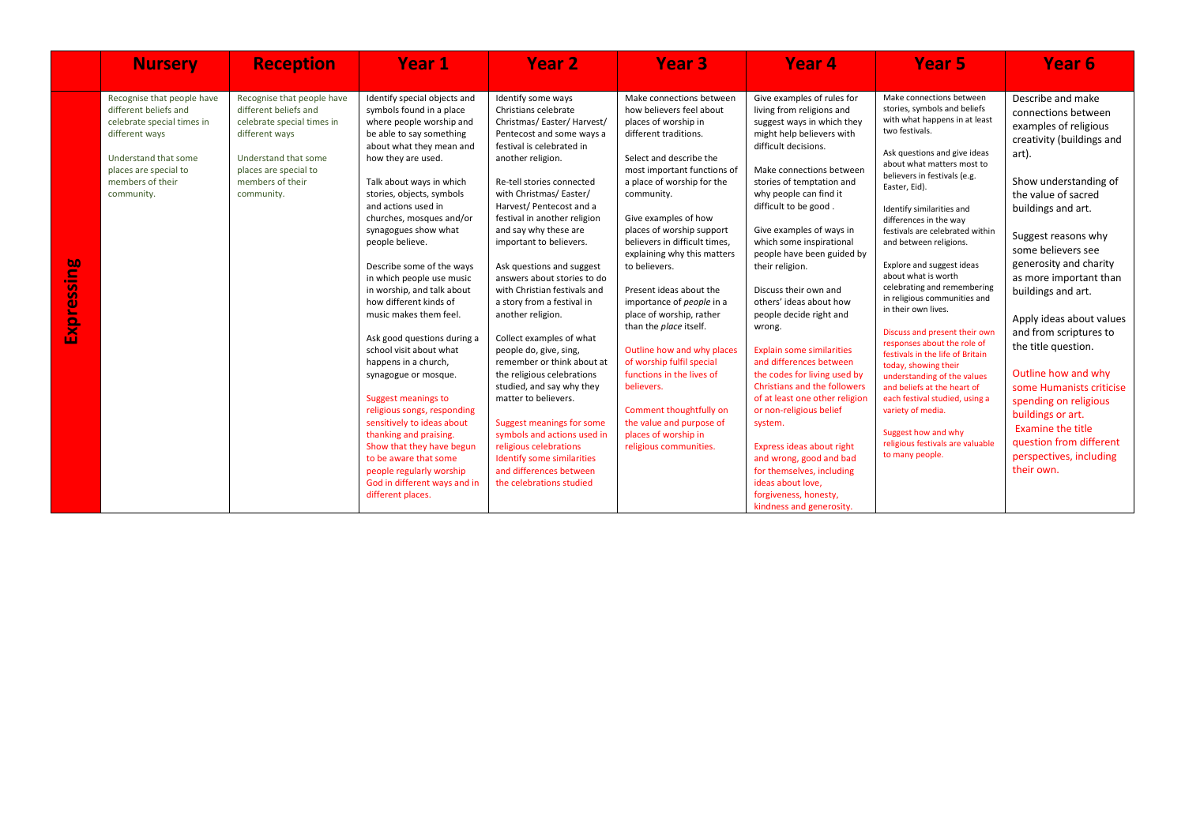| | Nursery | Reception | Year 1 | Year 2 | Year 3 | Year 4 | Year 5 | Year 6 |
|---|---|---|---|---|---|---|---|---|
| **Expressing** | Recognise that people have different beliefs and celebrate special times in different ways<br><br>Understand that some places are special to members of their community. | Recognise that people have different beliefs and celebrate special times in different ways<br><br>Understand that some places are special to members of their community. | Identify special objects and symbols found in a place where people worship and be able to say something about what they mean and how they are used.<br><br>Talk about ways in which stories, objects, symbols and actions used in churches, mosques and/or synagogues show what people believe.<br><br>Describe some of the ways in which people use music in worship, and talk about how different kinds of music makes them feel.<br><br>Ask good questions during a school visit about what happens in a church, synagogue or mosque.<br><br>Suggest meanings to religious songs, responding sensitively to ideas about thanking and praising.<br>Show that they have begun to be aware that some people regularly worship God in different ways and in different places. | Identify some ways Christians celebrate Christmas/ Easter/ Harvest/ Pentecost and some ways a festival is celebrated in another religion.<br><br>Re-tell stories connected with Christmas/ Easter/ Harvest/ Pentecost and a festival in another religion and say why these are important to believers.<br><br>Ask questions and suggest answers about stories to do with Christian festivals and a story from a festival in another religion.<br><br>Collect examples of what people do, give, sing, remember or think about at the religious celebrations studied, and say why they matter to believers.<br><br>Suggest meanings for some symbols and actions used in religious celebrations<br>Identify some similarities and differences between the celebrations studied | Make connections between how believers feel about places of worship in different traditions.<br><br>Select and describe the most important functions of a place of worship for the community.<br><br>Give examples of how places of worship support believers in difficult times, explaining why this matters to believers.<br><br>Present ideas about the importance of *people* in a place of worship, rather than the *place* itself.<br><br>Outline how and why places of worship fulfil special functions in the lives of believers.<br><br>Comment thoughtfully on the value and purpose of places of worship in religious communities. | Give examples of rules for living from religions and suggest ways in which they might help believers with difficult decisions.<br><br>Make connections between stories of temptation and why people can find it difficult to be good .<br><br>Give examples of ways in which some inspirational people have been guided by their religion.<br><br>Discuss their own and others' ideas about how people decide right and wrong.<br><br>Explain some similarities and differences between the codes for living used by Christians and the followers of at least one other religion or non-religious belief system.<br><br>Express ideas about right and wrong, good and bad for themselves, including ideas about love, forgiveness, honesty, kindness and generosity. | Make connections between stories, symbols and beliefs with what happens in at least two festivals.<br><br>Ask questions and give ideas about what matters most to believers in festivals (e.g. Easter, Eid).<br><br>Identify similarities and differences in the way festivals are celebrated within and between religions.<br><br>Explore and suggest ideas about what is worth celebrating and remembering in religious communities and in their own lives.<br><br>Discuss and present their own responses about the role of festivals in the life of Britain today, showing their understanding of the values and beliefs at the heart of each festival studied, using a variety of media.<br><br>Suggest how and why religious festivals are valuable to many people. | Describe and make connections between examples of religious creativity (buildings and art).<br><br>Show understanding of the value of sacred buildings and art.<br><br>Suggest reasons why some believers see generosity and charity as more important than buildings and art.<br><br>Apply ideas about values and from scriptures to the title question.<br><br>Outline how and why some Humanists criticise spending on religious buildings or art.<br>Examine the title question from different perspectives, including their own. |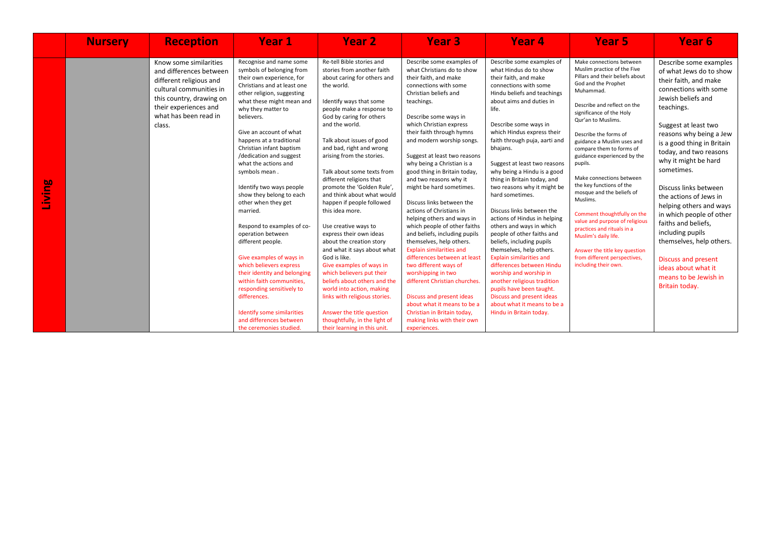| | Nursery | Reception | Year 1 | Year 2 | Year 3 | Year 4 | Year 5 | Year 6 |
|---|---|---|---|---|---|---|---|---|
| Living | | Know some similarities and differences between different religious and cultural communities in this country, drawing on their experiences and what has been read in class. | Recognise and name some symbols of belonging from their own experience, for Christians and at least one other religion, suggesting what these might mean and why they matter to believers.<br><br>Give an account of what happens at a traditional Christian infant baptism /dedication and suggest what the actions and symbols mean .<br><br>Identify two ways people show they belong to each other when they get married.<br><br>Respond to examples of co-operation between different people.<br><br>Give examples of ways in which believers express their identity and belonging within faith communities, responding sensitively to differences.<br><br>Identify some similarities and differences between the ceremonies studied. | Re-tell Bible stories and stories from another faith about caring for others and the world.<br><br>Identify ways that some people make a response to God by caring for others and the world.<br><br>Talk about issues of good and bad, right and wrong arising from the stories.<br><br>Talk about some texts from different religions that promote the 'Golden Rule', and think about what would happen if people followed this idea more.<br><br>Use creative ways to express their own ideas about the creation story and what it says about what God is like.<br>Give examples of ways in which believers put their beliefs about others and the world into action, making links with religious stories.<br><br>Answer the title question thoughtfully, in the light of their learning in this unit. | Describe some examples of what Christians do to show their faith, and make connections with some Christian beliefs and teachings.<br><br>Describe some ways in which Christian express their faith through hymns and modern worship songs.<br><br>Suggest at least two reasons why being a Christian is a good thing in Britain today, and two reasons why it might be hard sometimes.<br><br>Discuss links between the actions of Christians in helping others and ways in which people of other faiths and beliefs, including pupils themselves, help others.<br>Explain similarities and differences between at least two different ways of worshipping in two different Christian churches.<br><br>Discuss and present ideas about what it means to be a Christian in Britain today, making links with their own experiences. | Describe some examples of what Hindus do to show their faith, and make connections with some Hindu beliefs and teachings about aims and duties in life.<br><br>Describe some ways in which Hindus express their faith through puja, aarti and bhajans.<br><br>Suggest at least two reasons why being a Hindu is a good thing in Britain today, and two reasons why it might be hard sometimes.<br><br>Discuss links between the actions of Hindus in helping others and ways in which people of other faiths and beliefs, including pupils themselves, help others.<br>Explain similarities and differences between Hindu worship and worship in another religious tradition pupils have been taught.<br>Discuss and present ideas about what it means to be a Hindu in Britain today. | Make connections between Muslim practice of the Five Pillars and their beliefs about God and the Prophet Muhammad.<br><br>Describe and reflect on the significance of the Holy Qur'an to Muslims.<br><br>Describe the forms of guidance a Muslim uses and compare them to forms of guidance experienced by the pupils.<br><br>Make connections between the key functions of the mosque and the beliefs of Muslims.<br><br>Comment thoughtfully on the value and purpose of religious practices and rituals in a Muslim's daily life.<br><br>Answer the title key question from different perspectives, including their own. | Describe some examples of what Jews do to show their faith, and make connections with some Jewish beliefs and teachings.<br><br>Suggest at least two reasons why being a Jew is a good thing in Britain today, and two reasons why it might be hard sometimes.<br><br>Discuss links between the actions of Jews in helping others and ways in which people of other faiths and beliefs, including pupils themselves, help others.<br><br>Discuss and present ideas about what it means to be Jewish in Britain today. |